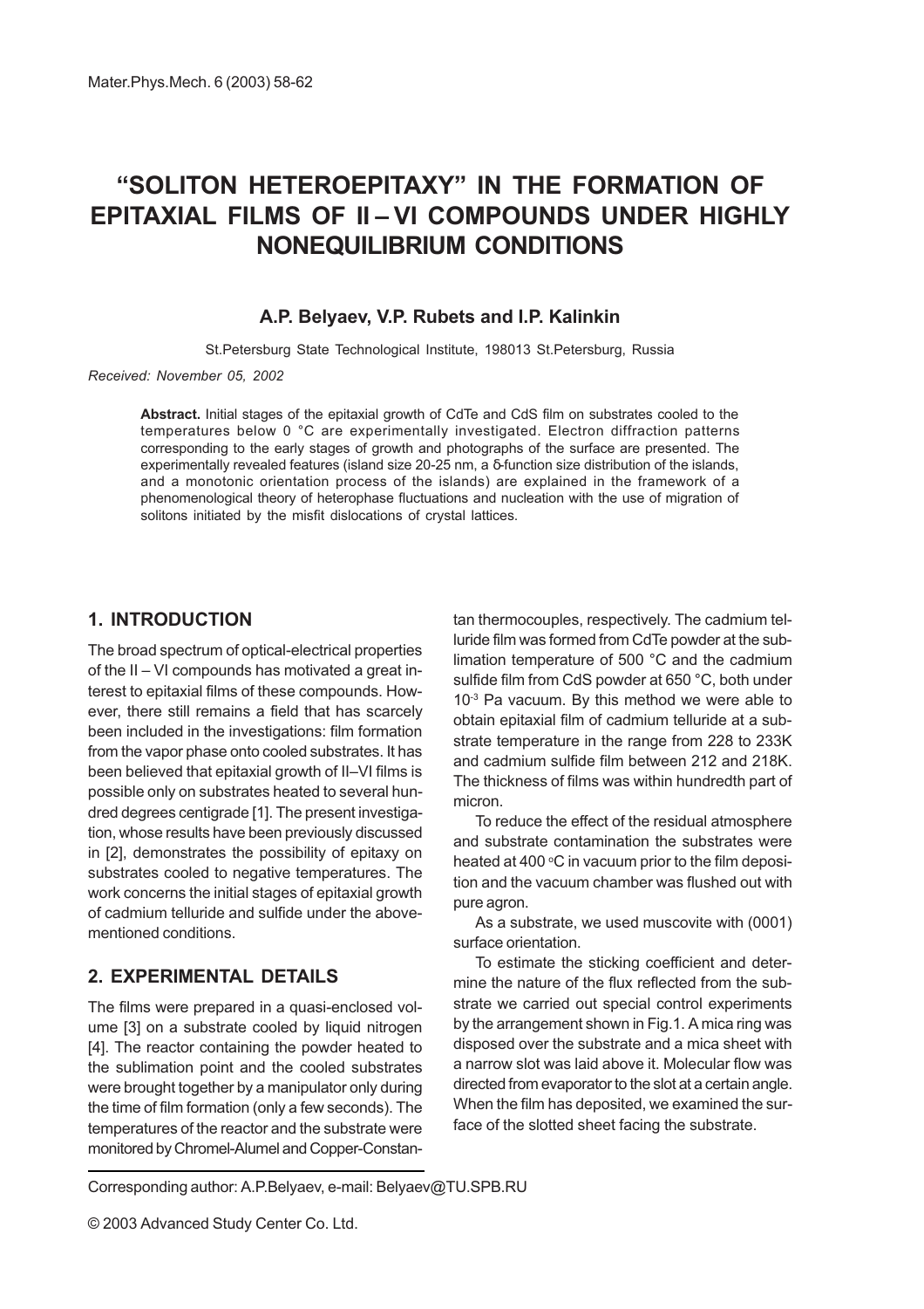# "SOLITON HETEROEPITAXY" IN THE FORMATION OF EPITAXIAL FILMS OF II – VI COMPOUNDS UNDER HIGHLY NONEQUILIBRIUM CONDITIONS

**A.P. Belyaev, V.P. Rubets and I.P. Kalinkin**

St.Petersburg State Technological Institute, 198013 St.Petersburg, Russia

*Received: November 05, 2002*

**Abstract.** Initial stages of the epitaxial growth of CdTe and CdS film on substrates cooled to the temperatures below 0 °C are experimentally investigated. Electron diffraction patterns corresponding to the early stages of growth and photographs of the surface are presented. The experimentally revealed features (island size 20-25 nm, a δ-function size distribution of the islands, and a monotonic orientation process of the islands) are explained in the framework of a phenomenological theory of heterophase fluctuations and nucleation with the use of migration of solitons initiated by the misfit dislocations of crystal lattices.

## 1. INTRODUCTION

The broad spectrum of optical-electrical properties of the II – VI compounds has motivated a great interest to epitaxial films of these compounds. However, there still remains a field that has scarcely been included in the investigations: film formation from the vapor phase onto cooled substrates. It has been believed that epitaxial growth of II–VI films is possible only on substrates heated to several hundred degrees centigrade [1]. The present investigation, whose results have been previously discussed in [2], demonstrates the possibility of epitaxy on substrates cooled to negative temperatures. The work concerns the initial stages of epitaxial growth of cadmium telluride and sulfide under the above-mentioned conditions.

## 2. EXPERIMENTAL DETAILS

The films were prepared in a quasi-enclosed volume [3] on a substrate cooled by liquid nitrogen [4]. The reactor containing the powder heated to the sublimation point and the cooled substrates were brought together by a manipulator only during the time of film formation (only a few seconds). The temperatures of the reactor and the substrate were monitored by Chromel-Alumel and Copper-Constantan thermocouples, respectively. The cadmium telluride film was formed from CdTe powder at the sublimation temperature of 500 °C and the cadmium sulfide film from CdS powder at 650 °C, both under $10^{-3}$ Pa vacuum. By this method we were able to obtain epitaxial film of cadmium telluride at a substrate temperature in the range from 228 to 233K and cadmium sulfide film between 212 and 218K. The thickness of films was within hundredth part of micron.

To reduce the effect of the residual atmosphere and substrate contamination the substrates were heated at 400 °C in vacuum prior to the film deposition and the vacuum chamber was flushed out with pure agron.

As a substrate, we used muscovite with (0001) surface orientation.

To estimate the sticking coefficient and determine the nature of the flux reflected from the substrate we carried out special control experiments by the arrangement shown in Fig.1. A mica ring was disposed over the substrate and a mica sheet with a narrow slot was laid above it. Molecular flow was directed from evaporator to the slot at a certain angle. When the film has deposited, we examined the surface of the slotted sheet facing the substrate.

Corresponding author: A.P.Belyaev, e-mail: Belyaev@TU.SPB.RU

© 2003 Advanced Study Center Co. Ltd.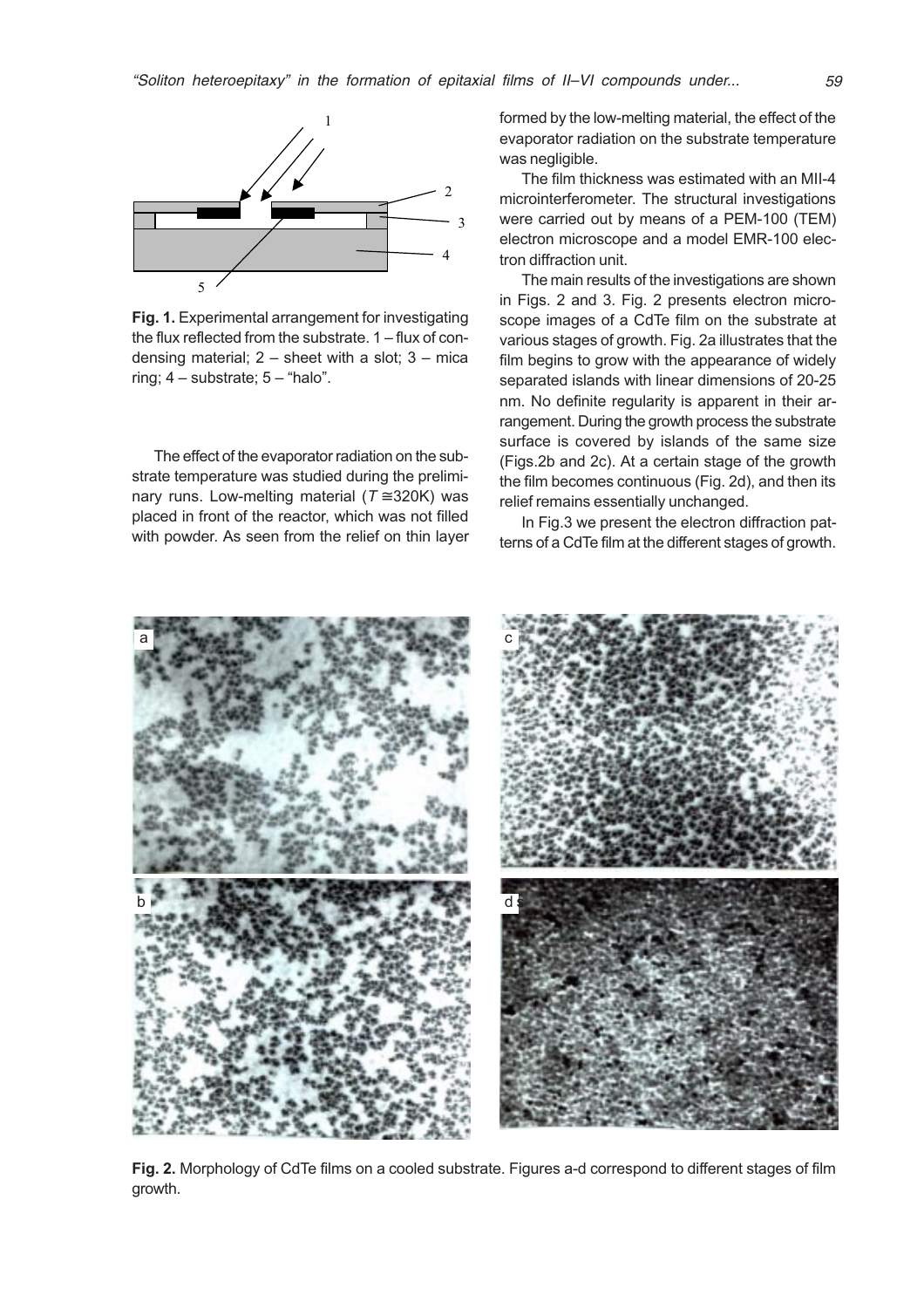**Fig. 1.** Experimental arrangement for investigating the flux reflected from the substrate. 1 – flux of condensing material; 2 – sheet with a slot; 3 – mica ring; 4 – substrate; 5 – "halo".

The effect of the evaporator radiation on the substrate temperature was studied during the preliminary runs. Low-melting material ($T \cong 320$K) was placed in front of the reactor, which was not filled with powder. As seen from the relief on thin layer formed by the low-melting material, the effect of the evaporator radiation on the substrate temperature was negligible.

The film thickness was estimated with an MII-4 microinterferometer. The structural investigations were carried out by means of a PEM-100 (TEM) electron microscope and a model EMR-100 electron diffraction unit.

The main results of the investigations are shown in Figs. 2 and 3. Fig. 2 presents electron microscope images of a CdTe film on the substrate at various stages of growth. Fig. 2a illustrates that the film begins to grow with the appearance of widely separated islands with linear dimensions of 20-25 nm. No definite regularity is apparent in their arrangement. During the growth process the substrate surface is covered by islands of the same size (Figs.2b and 2c). At a certain stage of the growth the film becomes continuous (Fig. 2d), and then its relief remains essentially unchanged.

In Fig.3 we present the electron diffraction patterns of a CdTe film at the different stages of growth.

**Fig. 2.** Morphology of CdTe films on a cooled substrate. Figures a-d correspond to different stages of film growth.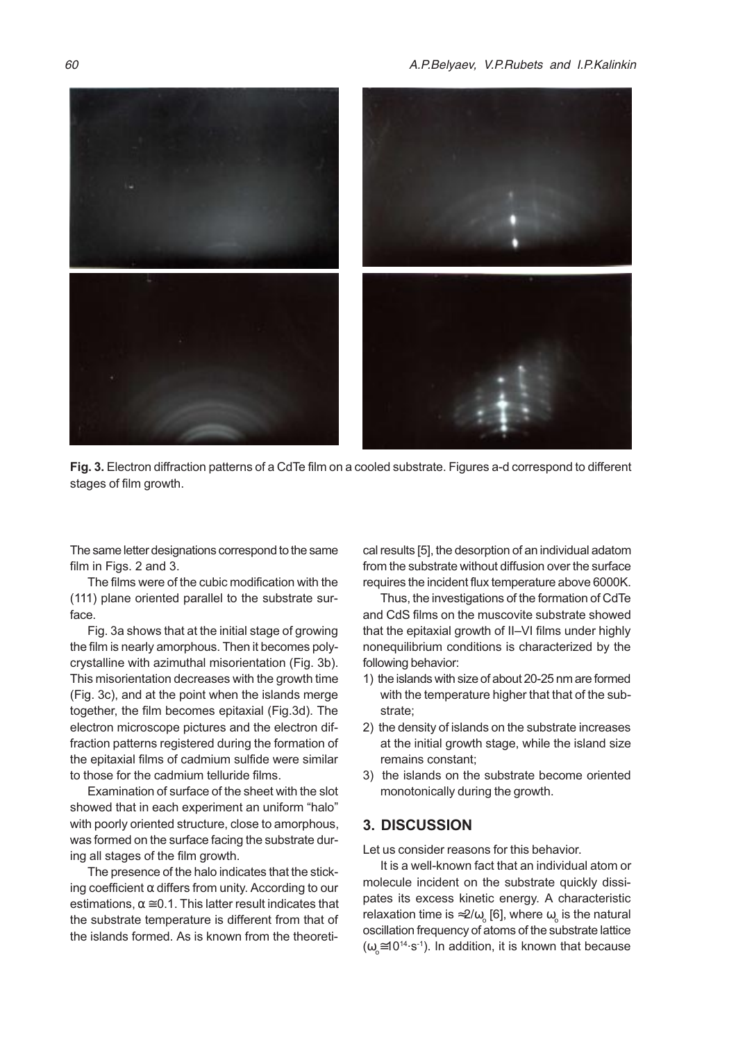**Fig. 3.** Electron diffraction patterns of a CdTe film on a cooled substrate. Figures a-d correspond to different stages of film growth.

The same letter designations correspond to the same film in Figs. 2 and 3.

The films were of the cubic modification with the (111) plane oriented parallel to the substrate surface.

Fig. 3a shows that at the initial stage of growing the film is nearly amorphous. Then it becomes polycrystalline with azimuthal misorientation (Fig. 3b). This misorientation decreases with the growth time (Fig. 3c), and at the point when the islands merge together, the film becomes epitaxial (Fig.3d). The electron microscope pictures and the electron diffraction patterns registered during the formation of the epitaxial films of cadmium sulfide were similar to those for the cadmium telluride films.

Examination of surface of the sheet with the slot showed that in each experiment an uniform "halo" with poorly oriented structure, close to amorphous, was formed on the surface facing the substrate during all stages of the film growth.

The presence of the halo indicates that the sticking coefficient $\alpha$ differs from unity. According to our estimations, $\alpha \cong 0.1$. This latter result indicates that the substrate temperature is different from that of the islands formed. As is known from the theoretical results [5], the desorption of an individual adatom from the substrate without diffusion over the surface requires the incident flux temperature above 6000K.

Thus, the investigations of the formation of CdTe and CdS films on the muscovite substrate showed that the epitaxial growth of II–VI films under highly nonequilibrium conditions is characterized by the following behavior:

1) the islands with size of about 20-25 nm are formed with the temperature higher that that of the substrate;
2) the density of islands on the substrate increases at the initial growth stage, while the island size remains constant;
3) the islands on the substrate become oriented monotonically during the growth.

## 3. DISCUSSION

Let us consider reasons for this behavior.

It is a well-known fact that an individual atom or molecule incident on the substrate quickly dissipates its excess kinetic energy. A characteristic relaxation time is $\approx 2/\omega_o$ [6], where $\omega_o$ is the natural oscillation frequency of atoms of the substrate lattice ($\omega_o \cong 10^{14} \cdot s^{-1}$). In addition, it is known that because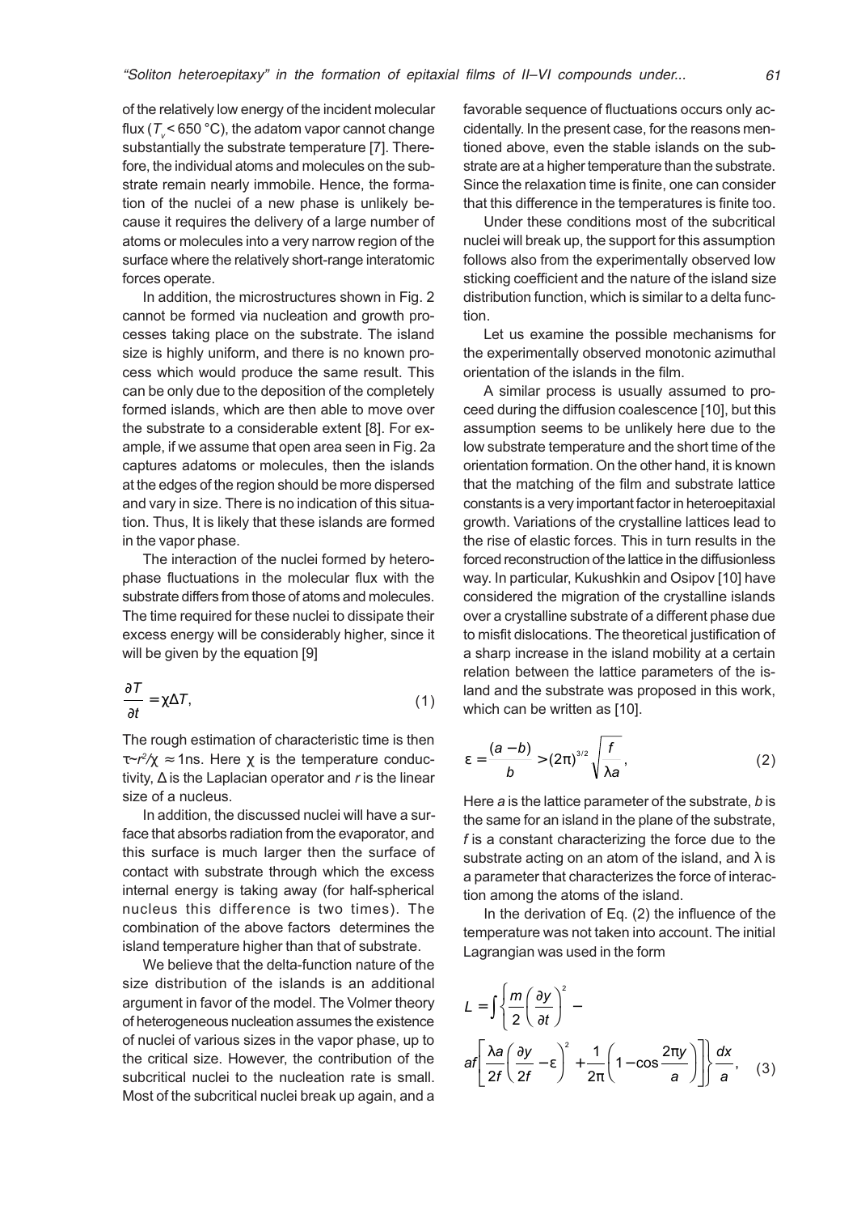of the relatively low energy of the incident molecular flux ($T_v < 650$ °C), the adatom vapor cannot change substantially the substrate temperature [7]. Therefore, the individual atoms and molecules on the substrate remain nearly immobile. Hence, the formation of the nuclei of a new phase is unlikely because it requires the delivery of a large number of atoms or molecules into a very narrow region of the surface where the relatively short-range interatomic forces operate.

In addition, the microstructures shown in Fig. 2 cannot be formed via nucleation and growth processes taking place on the substrate. The island size is highly uniform, and there is no known process which would produce the same result. This can be only due to the deposition of the completely formed islands, which are then able to move over the substrate to a considerable extent [8]. For example, if we assume that open area seen in Fig. 2a captures adatoms or molecules, then the islands at the edges of the region should be more dispersed and vary in size. There is no indication of this situation. Thus, It is likely that these islands are formed in the vapor phase.

The interaction of the nuclei formed by heterophase fluctuations in the molecular flux with the substrate differs from those of atoms and molecules. The time required for these nuclei to dissipate their excess energy will be considerably higher, since it will be given by the equation [9]

$$\frac{\partial T}{\partial t} = \chi \Delta T, \tag{1}$$

The rough estimation of characteristic time is then $\tau \sim r^2/\chi \approx 1$ns. Here $\chi$ is the temperature conductivity, $\Delta$ is the Laplacian operator and $r$ is the linear size of a nucleus.

In addition, the discussed nuclei will have a surface that absorbs radiation from the evaporator, and this surface is much larger then the surface of contact with substrate through which the excess internal energy is taking away (for half-spherical nucleus this difference is two times). The combination of the above factors determines the island temperature higher than that of substrate.

We believe that the delta-function nature of the size distribution of the islands is an additional argument in favor of the model. The Volmer theory of heterogeneous nucleation assumes the existence of nuclei of various sizes in the vapor phase, up to the critical size. However, the contribution of the subcritical nuclei to the nucleation rate is small. Most of the subcritical nuclei break up again, and a favorable sequence of fluctuations occurs only accidentally. In the present case, for the reasons mentioned above, even the stable islands on the substrate are at a higher temperature than the substrate. Since the relaxation time is finite, one can consider that this difference in the temperatures is finite too.

Under these conditions most of the subcritical nuclei will break up, the support for this assumption follows also from the experimentally observed low sticking coefficient and the nature of the island size distribution function, which is similar to a delta function.

Let us examine the possible mechanisms for the experimentally observed monotonic azimuthal orientation of the islands in the film.

A similar process is usually assumed to proceed during the diffusion coalescence [10], but this assumption seems to be unlikely here due to the low substrate temperature and the short time of the orientation formation. On the other hand, it is known that the matching of the film and substrate lattice constants is a very important factor in heteroepitaxial growth. Variations of the crystalline lattices lead to the rise of elastic forces. This in turn results in the forced reconstruction of the lattice in the diffusionless way. In particular, Kukushkin and Osipov [10] have considered the migration of the crystalline islands over a crystalline substrate of a different phase due to misfit dislocations. The theoretical justification of a sharp increase in the island mobility at a certain relation between the lattice parameters of the island and the substrate was proposed in this work, which can be written as [10].

$$\varepsilon = \frac{(a-b)}{b} > (2\pi)^{3/2}\sqrt{\frac{f}{\lambda a}}, \tag{2}$$

Here $a$ is the lattice parameter of the substrate, $b$ is the same for an island in the plane of the substrate, $f$ is a constant characterizing the force due to the substrate acting on an atom of the island, and $\lambda$ is a parameter that characterizes the force of interaction among the atoms of the island.

In the derivation of Eq. (2) the influence of the temperature was not taken into account. The initial Lagrangian was used in the form

$$L = \int \left\{ \frac{m}{2}\left(\frac{\partial y}{\partial t}\right)^2 - af\left[\frac{\lambda a}{2f}\left(\frac{\partial y}{2f} - \varepsilon\right)^2 + \frac{1}{2\pi}\left(1 - \cos\frac{2\pi y}{a}\right)\right]\right\}\frac{dx}{a}, \tag{3}$$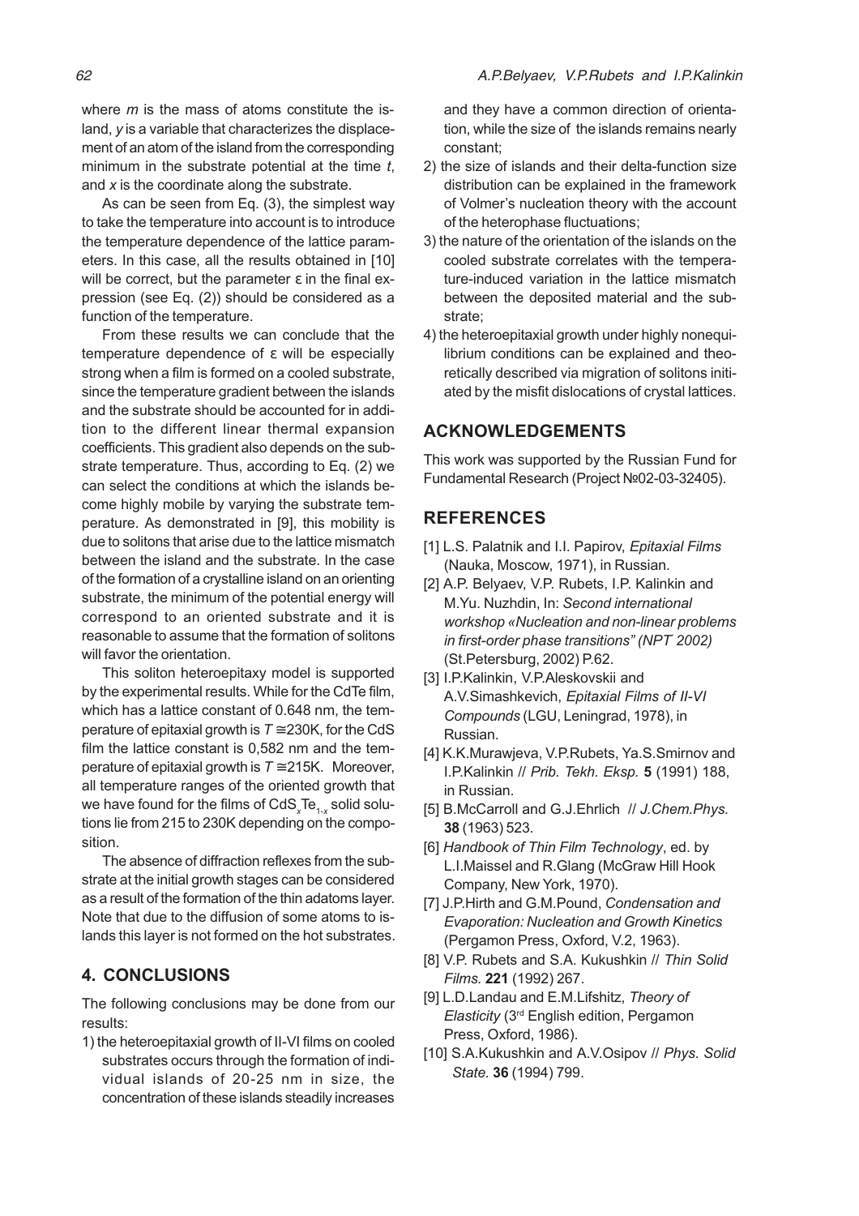where $m$ is the mass of atoms constitute the island, $y$ is a variable that characterizes the displacement of an atom of the island from the corresponding minimum in the substrate potential at the time $t$, and $x$ is the coordinate along the substrate.

As can be seen from Eq. (3), the simplest way to take the temperature into account is to introduce the temperature dependence of the lattice parameters. In this case, all the results obtained in [10] will be correct, but the parameter $\varepsilon$ in the final expression (see Eq. (2)) should be considered as a function of the temperature.

From these results we can conclude that the temperature dependence of $\varepsilon$ will be especially strong when a film is formed on a cooled substrate, since the temperature gradient between the islands and the substrate should be accounted for in addition to the different linear thermal expansion coefficients. This gradient also depends on the substrate temperature. Thus, according to Eq. (2) we can select the conditions at which the islands become highly mobile by varying the substrate temperature. As demonstrated in [9], this mobility is due to solitons that arise due to the lattice mismatch between the island and the substrate. In the case of the formation of a crystalline island on an orienting substrate, the minimum of the potential energy will correspond to an oriented substrate and it is reasonable to assume that the formation of solitons will favor the orientation.

This soliton heteroepitaxy model is supported by the experimental results. While for the CdTe film, which has a lattice constant of 0.648 nm, the temperature of epitaxial growth is $T \cong 230$K, for the CdS film the lattice constant is 0,582 nm and the temperature of epitaxial growth is $T \cong 215$K. Moreover, all temperature ranges of the oriented growth that we have found for the films of $CdS_xTe_{1-x}$ solid solutions lie from 215 to 230K depending on the composition.

The absence of diffraction reflexes from the substrate at the initial growth stages can be considered as a result of the formation of the thin adatoms layer. Note that due to the diffusion of some atoms to islands this layer is not formed on the hot substrates.

## 4. CONCLUSIONS

The following conclusions may be done from our results:

1) the heteroepitaxial growth of II-VI films on cooled substrates occurs through the formation of individual islands of 20-25 nm in size, the concentration of these islands steadily increases and they have a common direction of orientation, while the size of the islands remains nearly constant;
2) the size of islands and their delta-function size distribution can be explained in the framework of Volmer's nucleation theory with the account of the heterophase fluctuations;
3) the nature of the orientation of the islands on the cooled substrate correlates with the temperature-induced variation in the lattice mismatch between the deposited material and the substrate;
4) the heteroepitaxial growth under highly nonequilibrium conditions can be explained and theoretically described via migration of solitons initiated by the misfit dislocations of crystal lattices.

## ACKNOWLEDGEMENTS

This work was supported by the Russian Fund for Fundamental Research (Project №02-03-32405).

## REFERENCES

[1] L.S. Palatnik and I.I. Papirov, *Epitaxial Films* (Nauka, Moscow, 1971), in Russian.

[2] A.P. Belyaev, V.P. Rubets, I.P. Kalinkin and M.Yu. Nuzhdin, In: *Second international workshop «Nucleation and non-linear problems in first-order phase transitions" (NPT 2002)* (St.Petersburg, 2002) P.62.

[3] I.P.Kalinkin, V.P.Aleskovskii and A.V.Simashkevich, *Epitaxial Films of II-VI Compounds* (LGU, Leningrad, 1978), in Russian.

[4] K.K.Murawjeva, V.P.Rubets, Ya.S.Smirnov and I.P.Kalinkin // *Prib. Tekh. Eksp.* **5** (1991) 188, in Russian.

[5] B.McCarroll and G.J.Ehrlich // *J.Chem.Phys.* **38** (1963) 523.

[6] *Handbook of Thin Film Technology*, ed. by L.I.Maissel and R.Glang (McGraw Hill Hook Company, New York, 1970).

[7] J.P.Hirth and G.M.Pound, *Condensation and Evaporation: Nucleation and Growth Kinetics* (Pergamon Press, Oxford, V.2, 1963).

[8] V.P. Rubets and S.A. Kukushkin // *Thin Solid Films.* **221** (1992) 267.

[9] L.D.Landau and E.M.Lifshitz, *Theory of Elasticity* (3rd English edition, Pergamon Press, Oxford, 1986).

[10] S.A.Kukushkin and A.V.Osipov // *Phys. Solid State.* **36** (1994) 799.